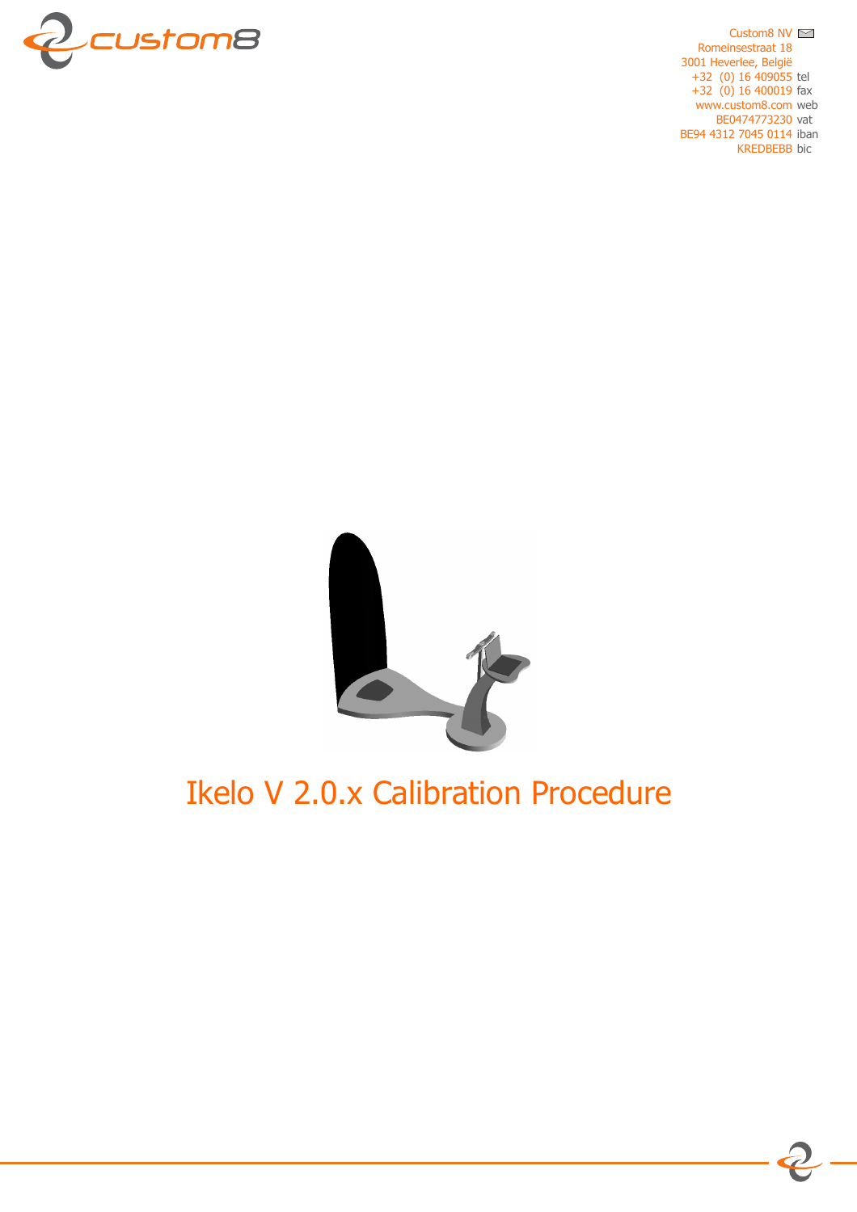Custom8 NV
Romeinsestraat 18
3001 Heverlee, België
+32 (0) 16 409055 tel
+32 (0) 16 400019 fax
www.custom8.com web
BE0474773230 vat
BE94 4312 7045 0114 iban
KREDBEBB bic

# Ikelo V 2.0.x Calibration Procedure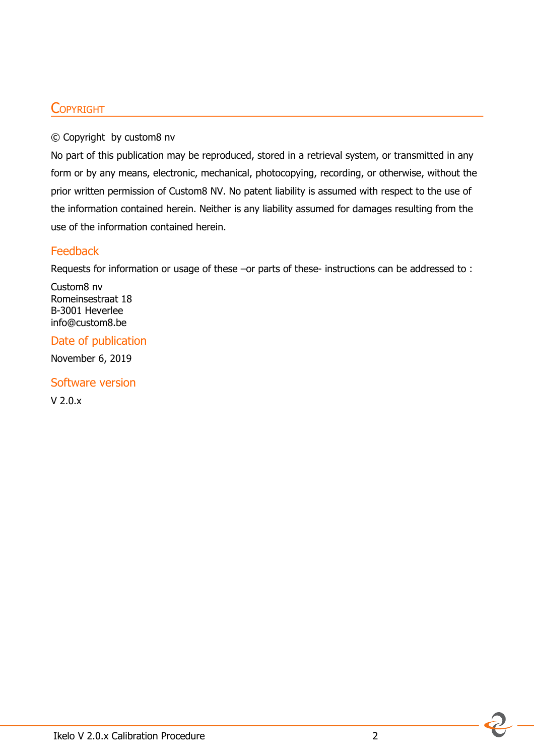## Copyright

© Copyright  by custom8 nv

No part of this publication may be reproduced, stored in a retrieval system, or transmitted in any form or by any means, electronic, mechanical, photocopying, recording, or otherwise, without the prior written permission of Custom8 NV. No patent liability is assumed with respect to the use of the information contained herein. Neither is any liability assumed for damages resulting from the use of the information contained herein.

### Feedback

Requests for information or usage of these –or parts of these- instructions can be addressed to :

Custom8 nv
Romeinsestraat 18
B-3001 Heverlee
info@custom8.be

### Date of publication

November 6, 2019

### Software version

V 2.0.x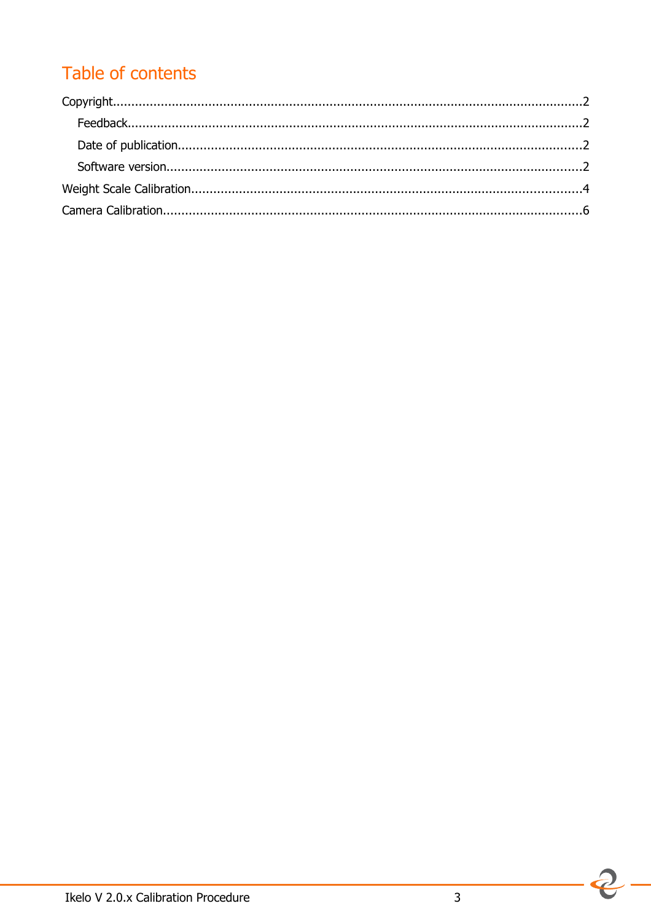# Table of contents

Copyright................................................................................................................................2

Feedback...........................................................................................................................2

Date of publication.............................................................................................................2

Software version.................................................................................................................2

Weight Scale Calibration.........................................................................................................4

Camera Calibration.................................................................................................................6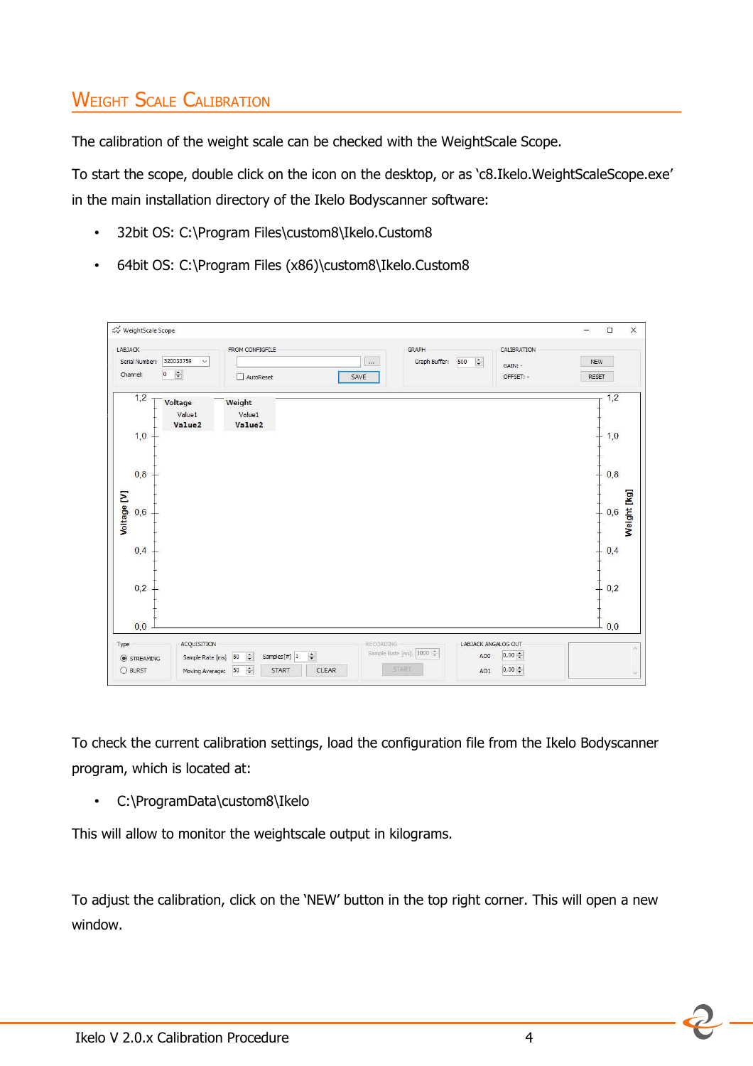## Weight Scale Calibration

The calibration of the weight scale can be checked with the WeightScale Scope.

To start the scope, double click on the icon on the desktop, or as 'c8.Ikelo.WeightScaleScope.exe' in the main installation directory of the Ikelo Bodyscanner software:

- 32bit OS: C:\Program Files\custom8\Ikelo.Custom8
- 64bit OS: C:\Program Files (x86)\custom8\Ikelo.Custom8

To check the current calibration settings, load the configuration file from the Ikelo Bodyscanner program, which is located at:

- C:\ProgramData\custom8\Ikelo

This will allow to monitor the weightscale output in kilograms.

To adjust the calibration, click on the 'NEW' button in the top right corner. This will open a new window.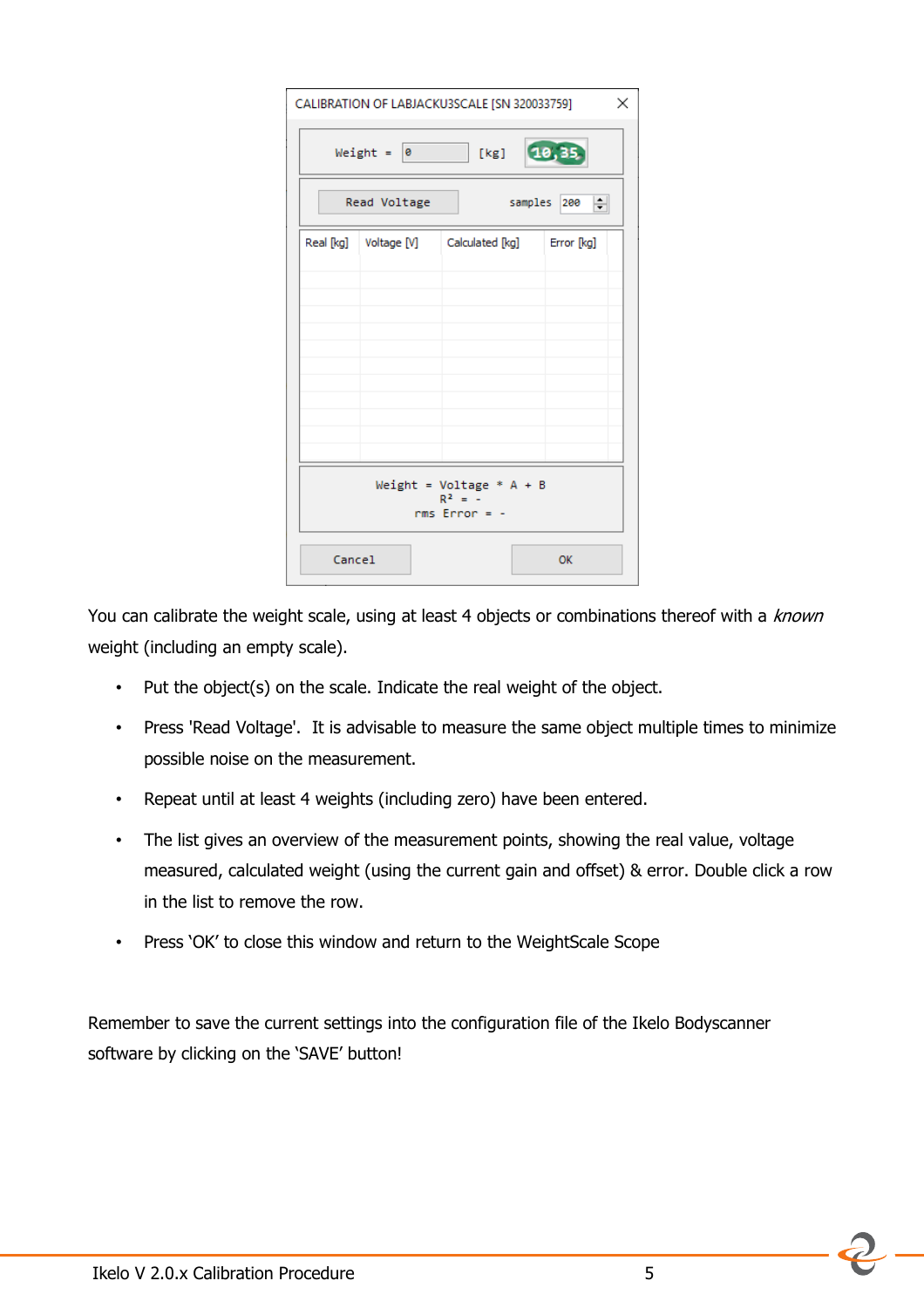You can calibrate the weight scale, using at least 4 objects or combinations thereof with a *known* weight (including an empty scale).

- Put the object(s) on the scale. Indicate the real weight of the object.
- Press 'Read Voltage'. It is advisable to measure the same object multiple times to minimize possible noise on the measurement.
- Repeat until at least 4 weights (including zero) have been entered.
- The list gives an overview of the measurement points, showing the real value, voltage measured, calculated weight (using the current gain and offset) & error. Double click a row in the list to remove the row.
- Press 'OK' to close this window and return to the WeightScale Scope

Remember to save the current settings into the configuration file of the Ikelo Bodyscanner software by clicking on the 'SAVE' button!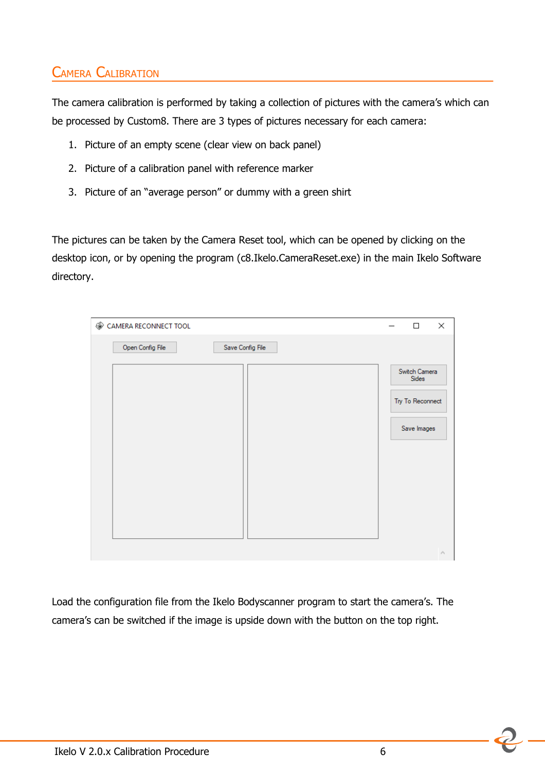## Camera Calibration

The camera calibration is performed by taking a collection of pictures with the camera's which can be processed by Custom8. There are 3 types of pictures necessary for each camera:

1. Picture of an empty scene (clear view on back panel)
2. Picture of a calibration panel with reference marker
3. Picture of an "average person" or dummy with a green shirt

The pictures can be taken by the Camera Reset tool, which can be opened by clicking on the desktop icon, or by opening the program (c8.Ikelo.CameraReset.exe) in the main Ikelo Software directory.

Load the configuration file from the Ikelo Bodyscanner program to start the camera's. The camera's can be switched if the image is upside down with the button on the top right.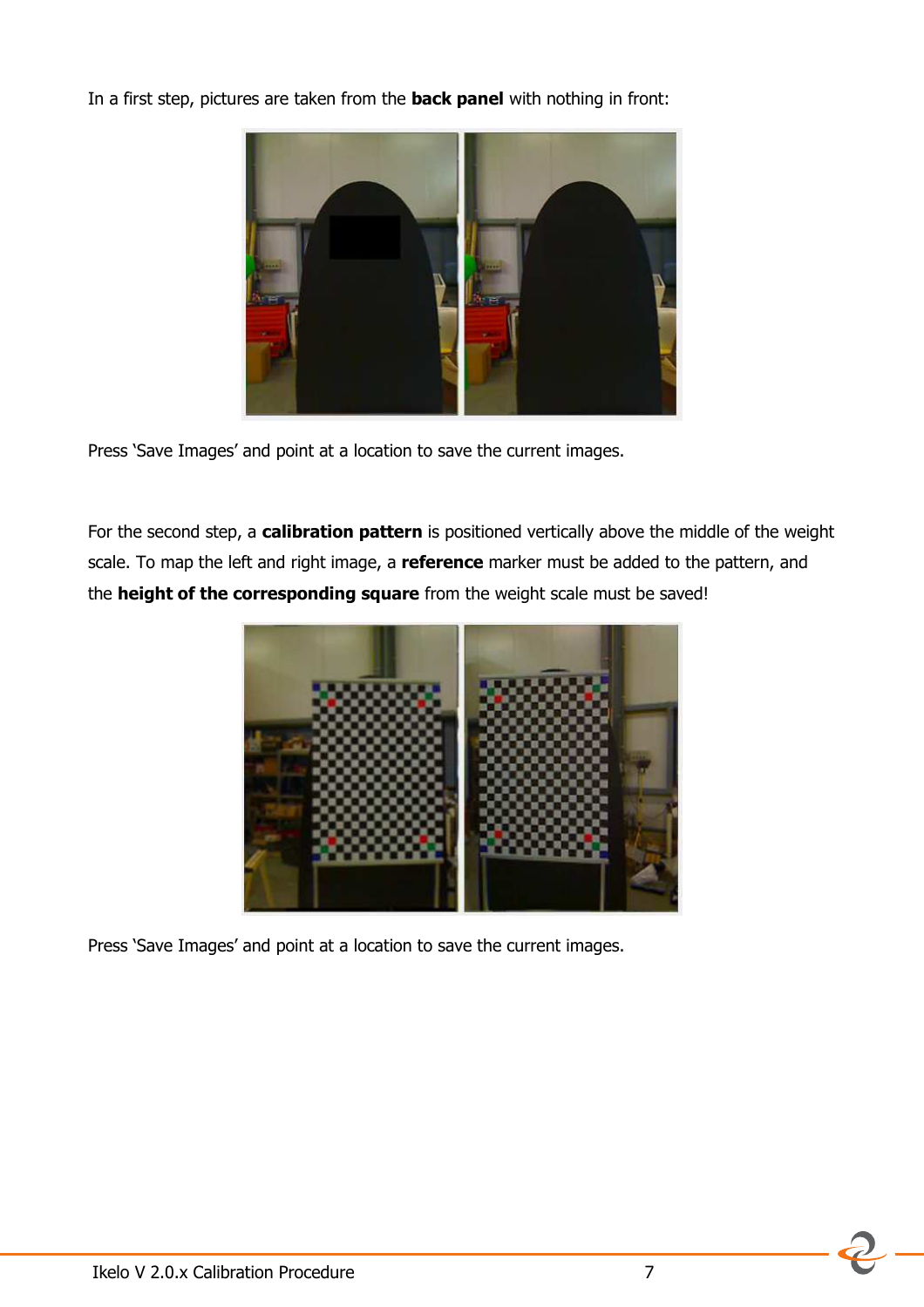In a first step, pictures are taken from the **back panel** with nothing in front:

Press 'Save Images' and point at a location to save the current images.

For the second step, a **calibration pattern** is positioned vertically above the middle of the weight scale. To map the left and right image, a **reference** marker must be added to the pattern, and the **height of the corresponding square** from the weight scale must be saved!

Press 'Save Images' and point at a location to save the current images.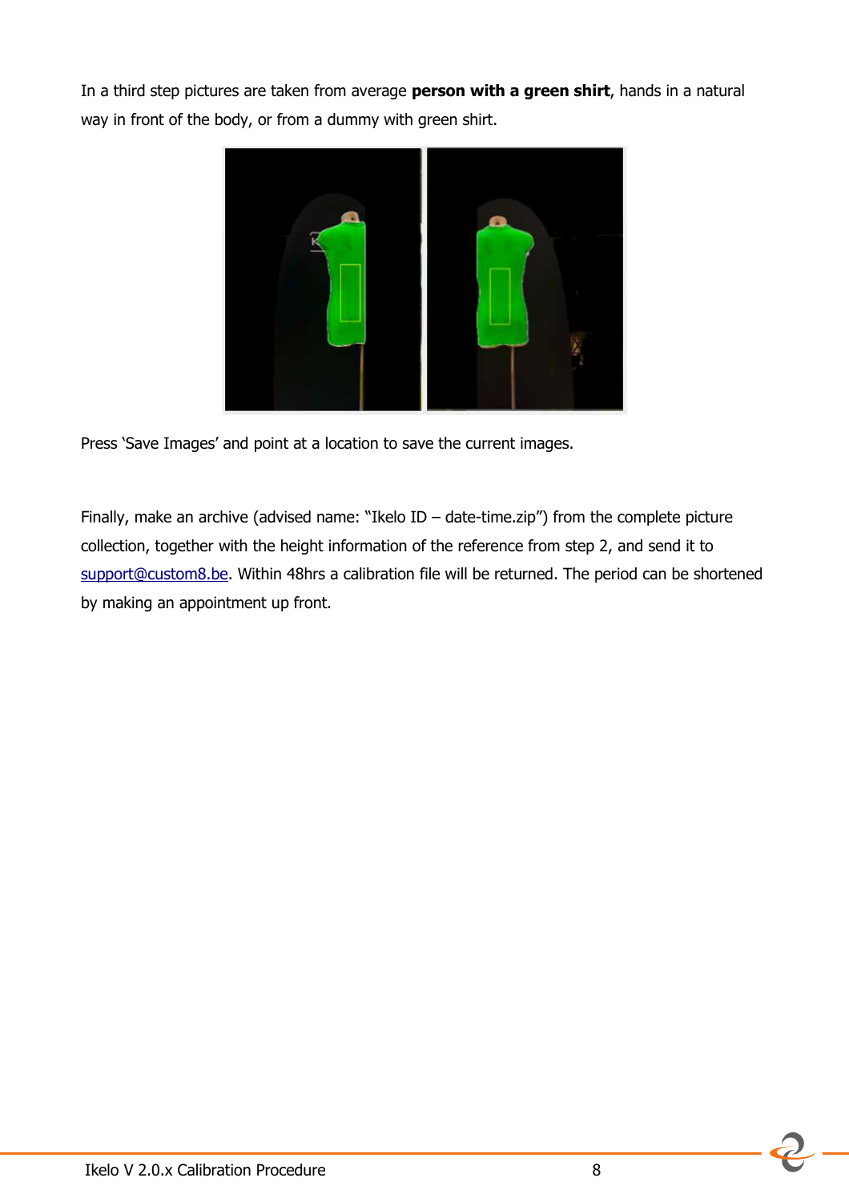In a third step pictures are taken from average **person with a green shirt**, hands in a natural way in front of the body, or from a dummy with green shirt.

Press 'Save Images' and point at a location to save the current images.

Finally, make an archive (advised name: "Ikelo ID – date-time.zip") from the complete picture collection, together with the height information of the reference from step 2, and send it to support@custom8.be. Within 48hrs a calibration file will be returned. The period can be shortened by making an appointment up front.